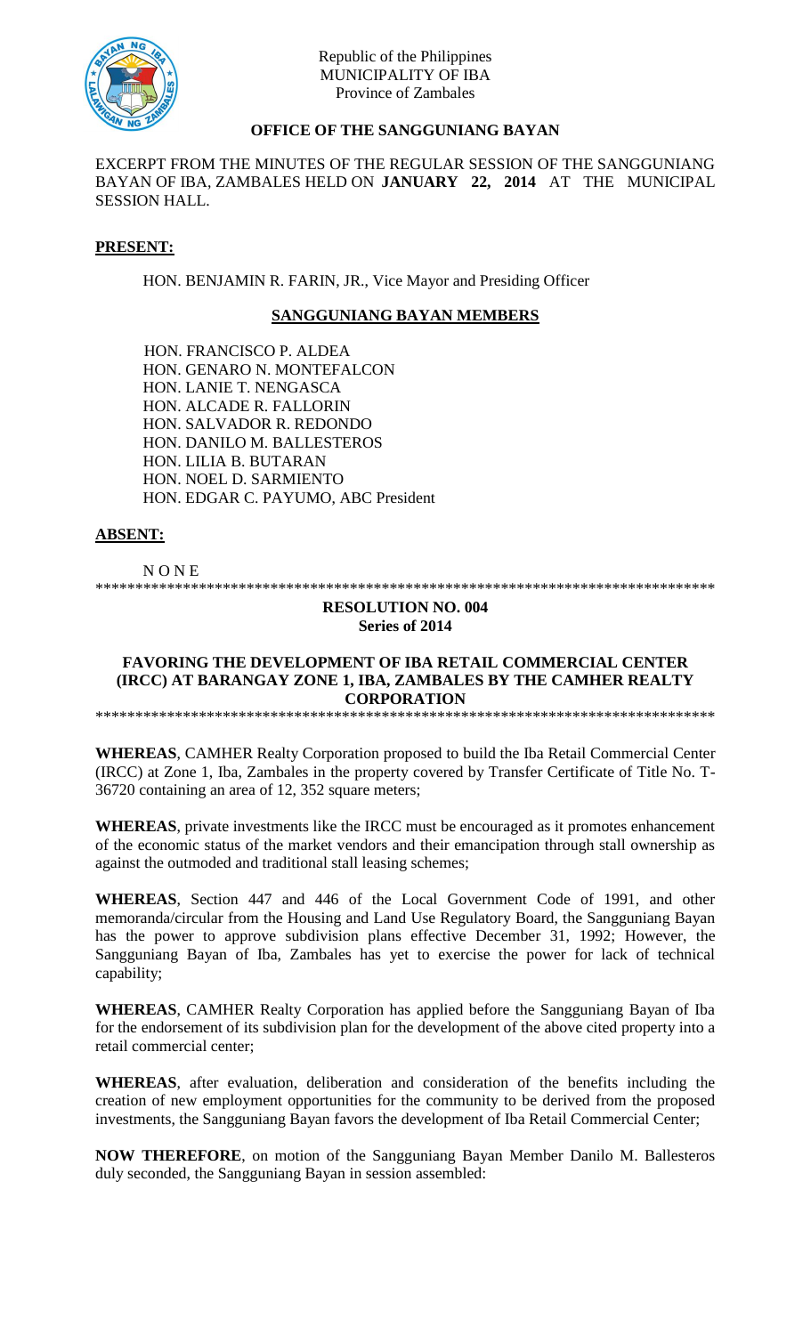Republic of the Philippines
MUNICIPALITY OF IBA
Province of Zambales

## OFFICE OF THE SANGGUNIANG BAYAN

EXCERPT FROM THE MINUTES OF THE REGULAR SESSION OF THE SANGGUNIANG BAYAN OF IBA, ZAMBALES HELD ON **JANUARY 22, 2014** AT THE MUNICIPAL SESSION HALL.

**PRESENT:**

HON. BENJAMIN R. FARIN, JR., Vice Mayor and Presiding Officer

**SANGGUNIANG BAYAN MEMBERS**

HON. FRANCISCO P. ALDEA
HON. GENARO N. MONTEFALCON
HON. LANIE T. NENGASCA
HON. ALCADE R. FALLORIN
HON. SALVADOR R. REDONDO
HON. DANILO M. BALLESTEROS
HON. LILIA B. BUTARAN
HON. NOEL D. SARMIENTO
HON. EDGAR C. PAYUMO, ABC President

**ABSENT:**

N O N E

********************************************************************************

**RESOLUTION NO. 004**
**Series of 2014**

**FAVORING THE DEVELOPMENT OF IBA RETAIL COMMERCIAL CENTER (IRCC) AT BARANGAY ZONE 1, IBA, ZAMBALES BY THE CAMHER REALTY CORPORATION**

********************************************************************************

**WHEREAS**, CAMHER Realty Corporation proposed to build the Iba Retail Commercial Center (IRCC) at Zone 1, Iba, Zambales in the property covered by Transfer Certificate of Title No. T-36720 containing an area of 12, 352 square meters;

**WHEREAS**, private investments like the IRCC must be encouraged as it promotes enhancement of the economic status of the market vendors and their emancipation through stall ownership as against the outmoded and traditional stall leasing schemes;

**WHEREAS**, Section 447 and 446 of the Local Government Code of 1991, and other memoranda/circular from the Housing and Land Use Regulatory Board, the Sangguniang Bayan has the power to approve subdivision plans effective December 31, 1992; However, the Sangguniang Bayan of Iba, Zambales has yet to exercise the power for lack of technical capability;

**WHEREAS**, CAMHER Realty Corporation has applied before the Sangguniang Bayan of Iba for the endorsement of its subdivision plan for the development of the above cited property into a retail commercial center;

**WHEREAS**, after evaluation, deliberation and consideration of the benefits including the creation of new employment opportunities for the community to be derived from the proposed investments, the Sangguniang Bayan favors the development of Iba Retail Commercial Center;

**NOW THEREFORE**, on motion of the Sangguniang Bayan Member Danilo M. Ballesteros duly seconded, the Sangguniang Bayan in session assembled: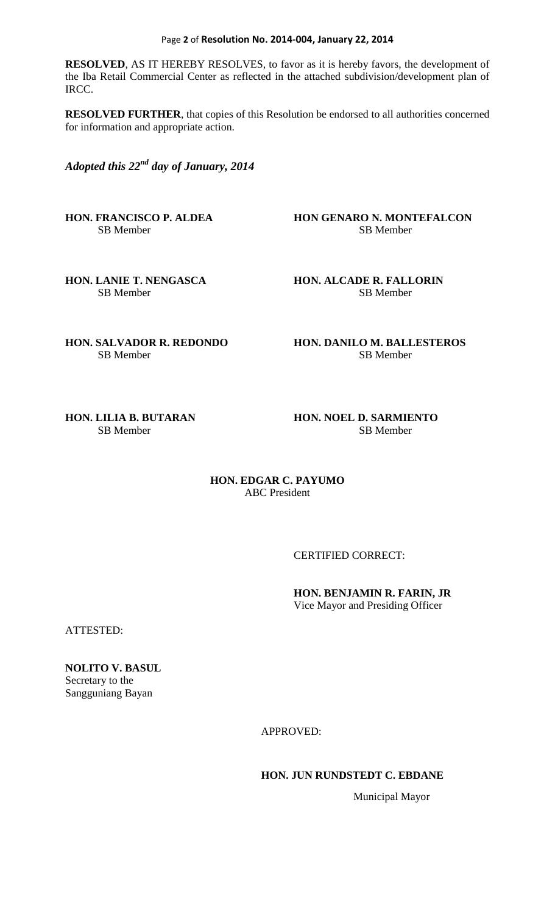**RESOLVED**, AS IT HEREBY RESOLVES, to favor as it is hereby favors, the development of the Iba Retail Commercial Center as reflected in the attached subdivision/development plan of IRCC.

**RESOLVED FURTHER**, that copies of this Resolution be endorsed to all authorities concerned for information and appropriate action.

***Adopted this 22nd day of January, 2014***

**HON. FRANCISCO P. ALDEA**
SB Member

**HON GENARO N. MONTEFALCON**
SB Member

**HON. LANIE T. NENGASCA**
SB Member

**HON. ALCADE R. FALLORIN**
SB Member

**HON. SALVADOR R. REDONDO**
SB Member

**HON. DANILO M. BALLESTEROS**
SB Member

**HON. LILIA B. BUTARAN**
SB Member

**HON. NOEL D. SARMIENTO**
SB Member

**HON. EDGAR C. PAYUMO**
ABC President

CERTIFIED CORRECT:

**HON. BENJAMIN R. FARIN, JR**
Vice Mayor and Presiding Officer

ATTESTED:

**NOLITO V. BASUL**
Secretary to the
Sangguniang Bayan

APPROVED:

**HON. JUN RUNDSTEDT C. EBDANE**
Municipal Mayor